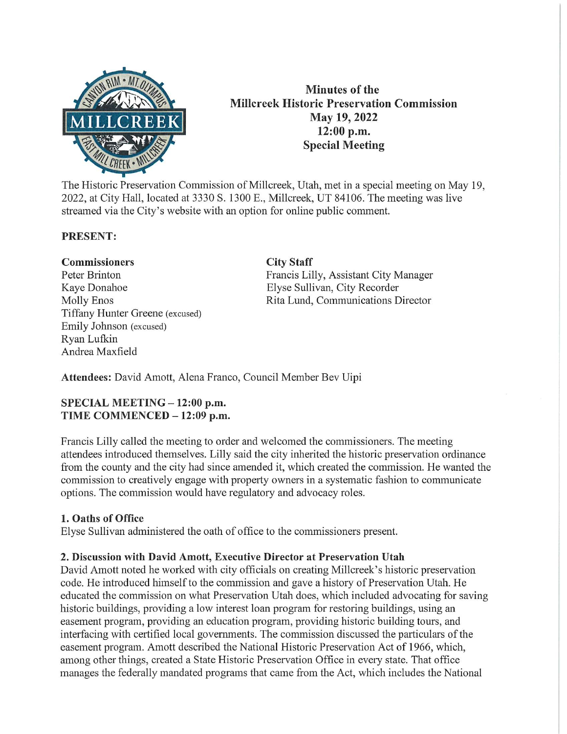# Minutes of the Millcreek Historic Preservation Commission
## May 19, 2022
## 12:00 p.m.
## Special Meeting

The Historic Preservation Commission of Millcreek, Utah, met in a special meeting on May 19, 2022, at City Hall, located at 3330 S. 1300 E., Millcreek, UT 84106. The meeting was live streamed via the City's website with an option for online public comment.

**PRESENT:**

**Commissioners**
Peter Brinton
Kaye Donahoe
Molly Enos
Tiffany Hunter Greene (excused)
Emily Johnson (excused)
Ryan Lufkin
Andrea Maxfield

**City Staff**
Francis Lilly, Assistant City Manager
Elyse Sullivan, City Recorder
Rita Lund, Communications Director

**Attendees:** David Amott, Alena Franco, Council Member Bev Uipi

**SPECIAL MEETING – 12:00 p.m.**
**TIME COMMENCED – 12:09 p.m.**

Francis Lilly called the meeting to order and welcomed the commissioners. The meeting attendees introduced themselves. Lilly said the city inherited the historic preservation ordinance from the county and the city had since amended it, which created the commission. He wanted the commission to creatively engage with property owners in a systematic fashion to communicate options. The commission would have regulatory and advocacy roles.

**1. Oaths of Office**
Elyse Sullivan administered the oath of office to the commissioners present.

**2. Discussion with David Amott, Executive Director at Preservation Utah**
David Amott noted he worked with city officials on creating Millcreek's historic preservation code. He introduced himself to the commission and gave a history of Preservation Utah. He educated the commission on what Preservation Utah does, which included advocating for saving historic buildings, providing a low interest loan program for restoring buildings, using an easement program, providing an education program, providing historic building tours, and interfacing with certified local governments. The commission discussed the particulars of the easement program. Amott described the National Historic Preservation Act of 1966, which, among other things, created a State Historic Preservation Office in every state. That office manages the federally mandated programs that came from the Act, which includes the National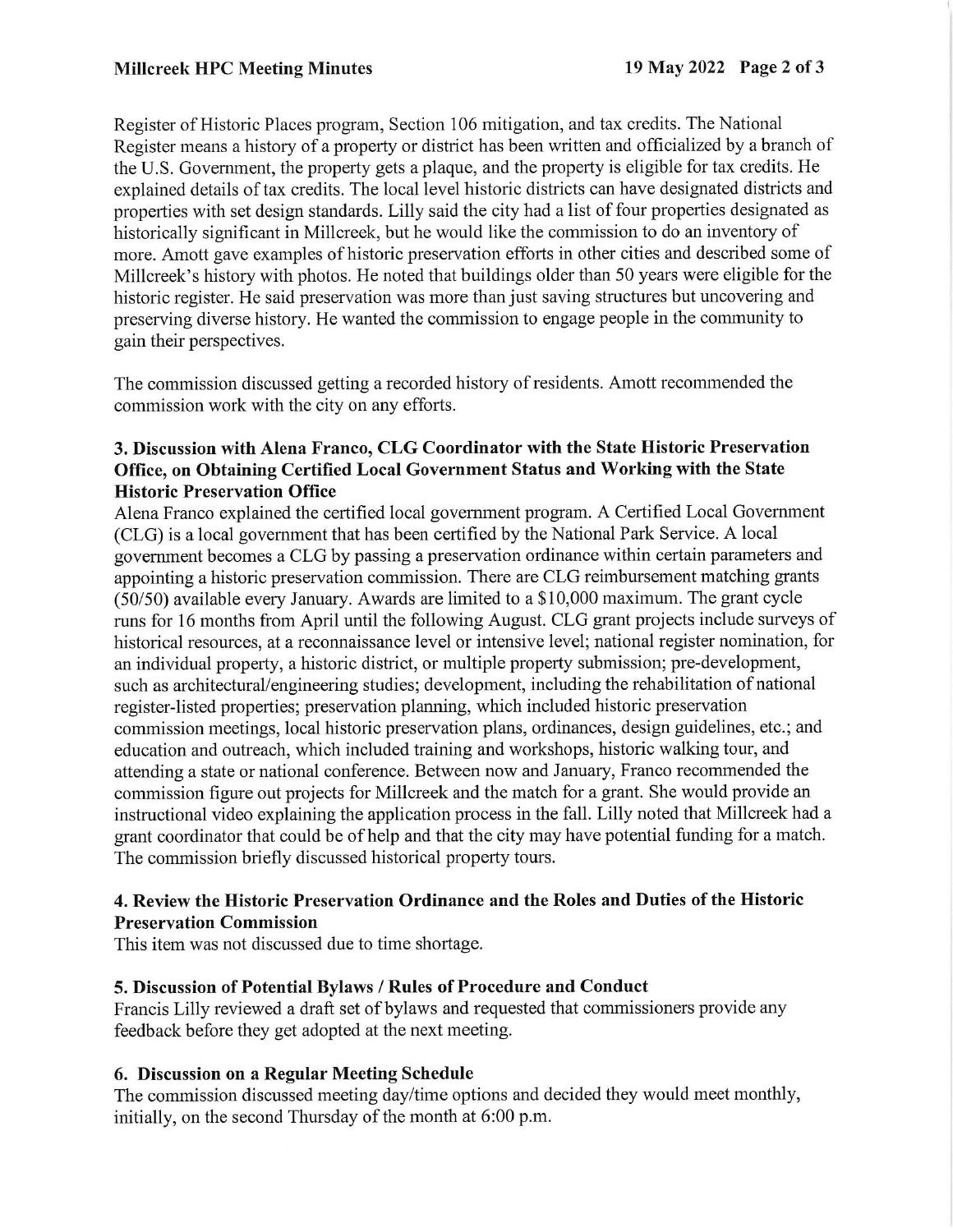Register of Historic Places program, Section 106 mitigation, and tax credits. The National Register means a history of a property or district has been written and officialized by a branch of the U.S. Government, the property gets a plaque, and the property is eligible for tax credits. He explained details of tax credits. The local level historic districts can have designated districts and properties with set design standards. Lilly said the city had a list of four properties designated as historically significant in Millcreek, but he would like the commission to do an inventory of more. Amott gave examples of historic preservation efforts in other cities and described some of Millcreek's history with photos. He noted that buildings older than 50 years were eligible for the historic register. He said preservation was more than just saving structures but uncovering and preserving diverse history. He wanted the commission to engage people in the community to gain their perspectives.

The commission discussed getting a recorded history of residents. Amott recommended the commission work with the city on any efforts.

### 3. Discussion with Alena Franco, CLG Coordinator with the State Historic Preservation Office, on Obtaining Certified Local Government Status and Working with the State Historic Preservation Office

Alena Franco explained the certified local government program. A Certified Local Government (CLG) is a local government that has been certified by the National Park Service. A local government becomes a CLG by passing a preservation ordinance within certain parameters and appointing a historic preservation commission. There are CLG reimbursement matching grants (50/50) available every January. Awards are limited to a $10,000 maximum. The grant cycle runs for 16 months from April until the following August. CLG grant projects include surveys of historical resources, at a reconnaissance level or intensive level; national register nomination, for an individual property, a historic district, or multiple property submission; pre-development, such as architectural/engineering studies; development, including the rehabilitation of national register-listed properties; preservation planning, which included historic preservation commission meetings, local historic preservation plans, ordinances, design guidelines, etc.; and education and outreach, which included training and workshops, historic walking tour, and attending a state or national conference. Between now and January, Franco recommended the commission figure out projects for Millcreek and the match for a grant. She would provide an instructional video explaining the application process in the fall. Lilly noted that Millcreek had a grant coordinator that could be of help and that the city may have potential funding for a match. The commission briefly discussed historical property tours.

### 4. Review the Historic Preservation Ordinance and the Roles and Duties of the Historic Preservation Commission

This item was not discussed due to time shortage.

### 5. Discussion of Potential Bylaws / Rules of Procedure and Conduct

Francis Lilly reviewed a draft set of bylaws and requested that commissioners provide any feedback before they get adopted at the next meeting.

### 6. Discussion on a Regular Meeting Schedule

The commission discussed meeting day/time options and decided they would meet monthly, initially, on the second Thursday of the month at 6:00 p.m.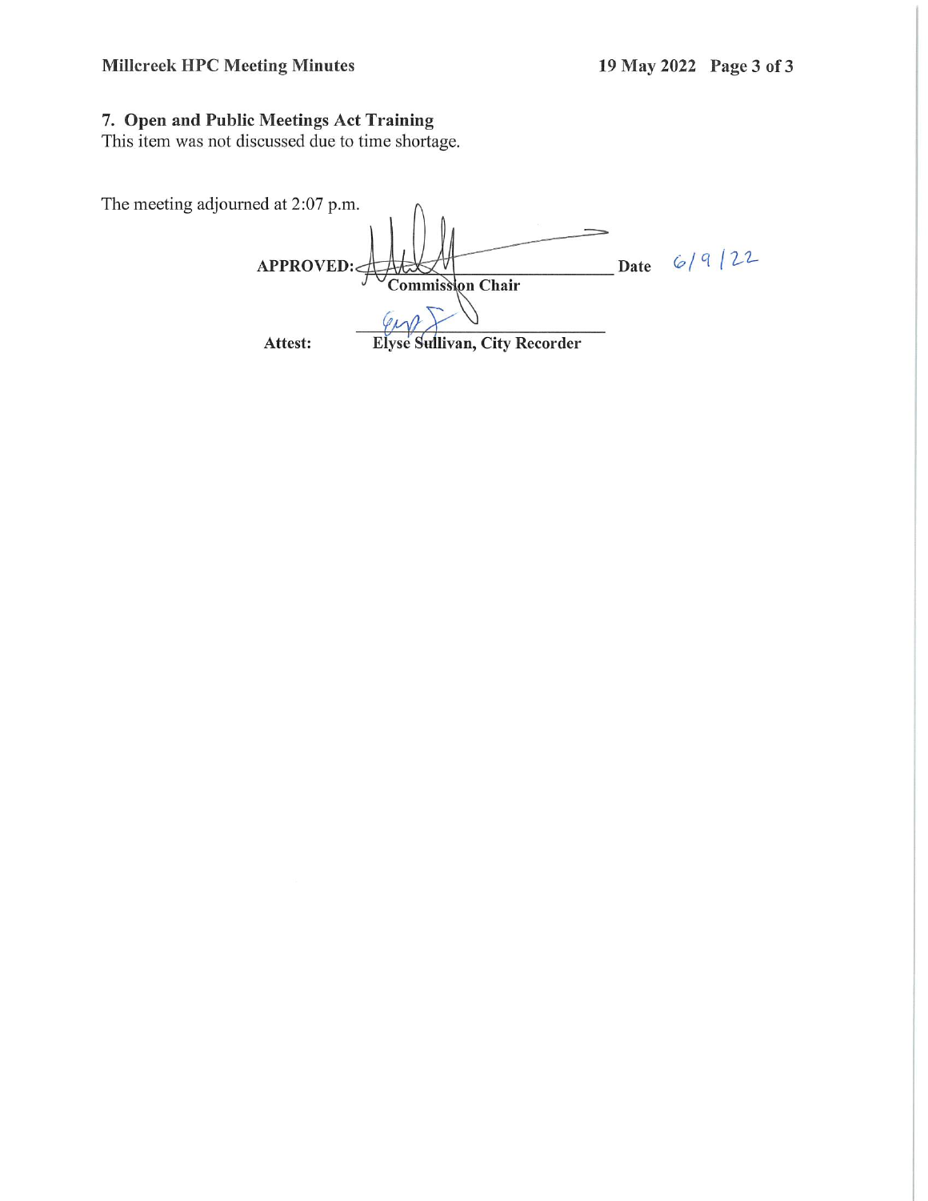## 7. Open and Public Meetings Act Training

This item was not discussed due to time shortage.

The meeting adjourned at 2:07 p.m.

**APPROVED:** ______________________________ **Date** 6/9/22
**Commission Chair**

**Attest:** ______________________________
**Elyse Sullivan, City Recorder**